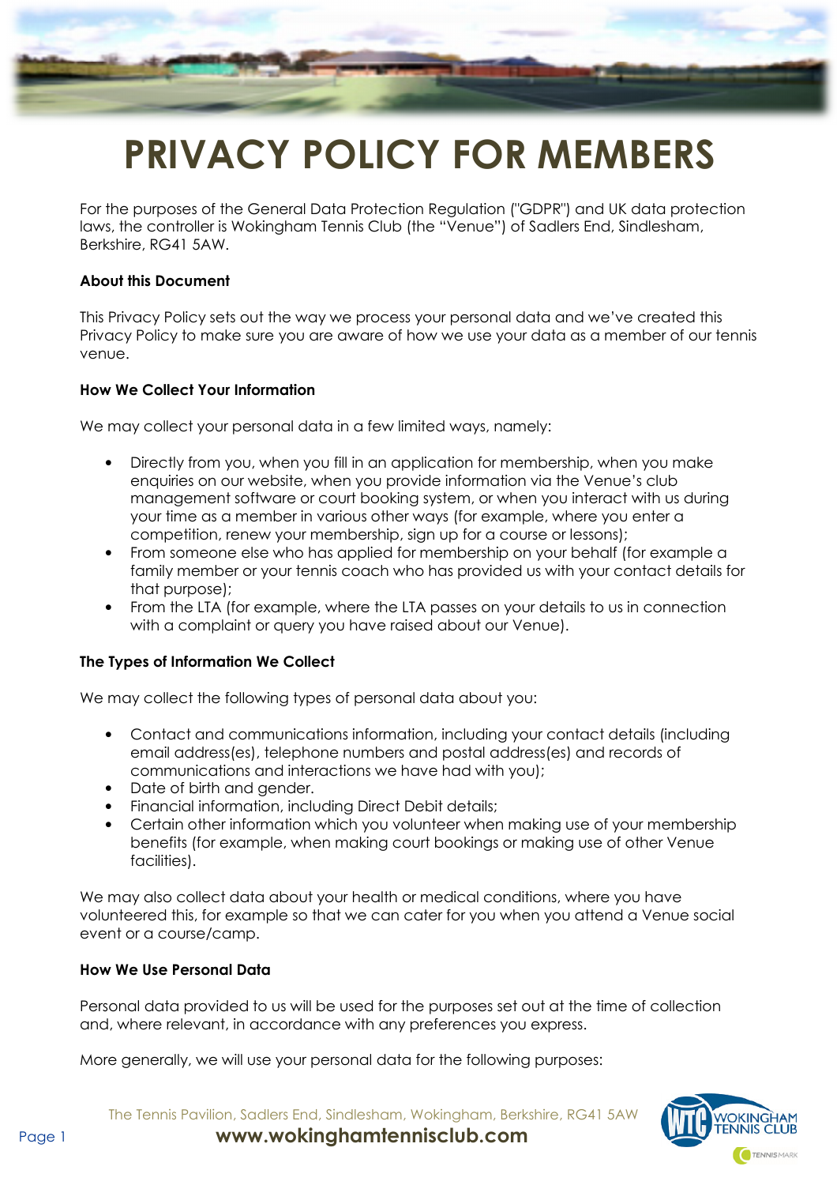# PRIVACY POLICY FOR MEMBERS

For the purposes of the General Data Protection Regulation ("GDPR") and UK data protection laws, the controller is Wokingham Tennis Club (the "Venue") of Sadlers End, Sindlesham, Berkshire, RG41 5AW.

### About this Document

This Privacy Policy sets out the way we process your personal data and we've created this Privacy Policy to make sure you are aware of how we use your data as a member of our tennis venue.

### How We Collect Your Information

We may collect your personal data in a few limited ways, namely:

- Directly from you, when you fill in an application for membership, when you make enquiries on our website, when you provide information via the Venue's club management software or court booking system, or when you interact with us during your time as a member in various other ways (for example, where you enter a competition, renew your membership, sign up for a course or lessons);
- From someone else who has applied for membership on your behalf (for example a family member or your tennis coach who has provided us with your contact details for that purpose);
- From the LTA (for example, where the LTA passes on your details to us in connection with a complaint or query you have raised about our Venue).

### The Types of Information We Collect

We may collect the following types of personal data about you:

- Contact and communications information, including your contact details (including email address(es), telephone numbers and postal address(es) and records of communications and interactions we have had with you);
- Date of birth and gender.
- Financial information, including Direct Debit details;
- Certain other information which you volunteer when making use of your membership benefits (for example, when making court bookings or making use of other Venue facilities).

We may also collect data about your health or medical conditions, where you have volunteered this, for example so that we can cater for you when you attend a Venue social event or a course/camp.

### How We Use Personal Data

Personal data provided to us will be used for the purposes set out at the time of collection and, where relevant, in accordance with any preferences you express.

More generally, we will use your personal data for the following purposes: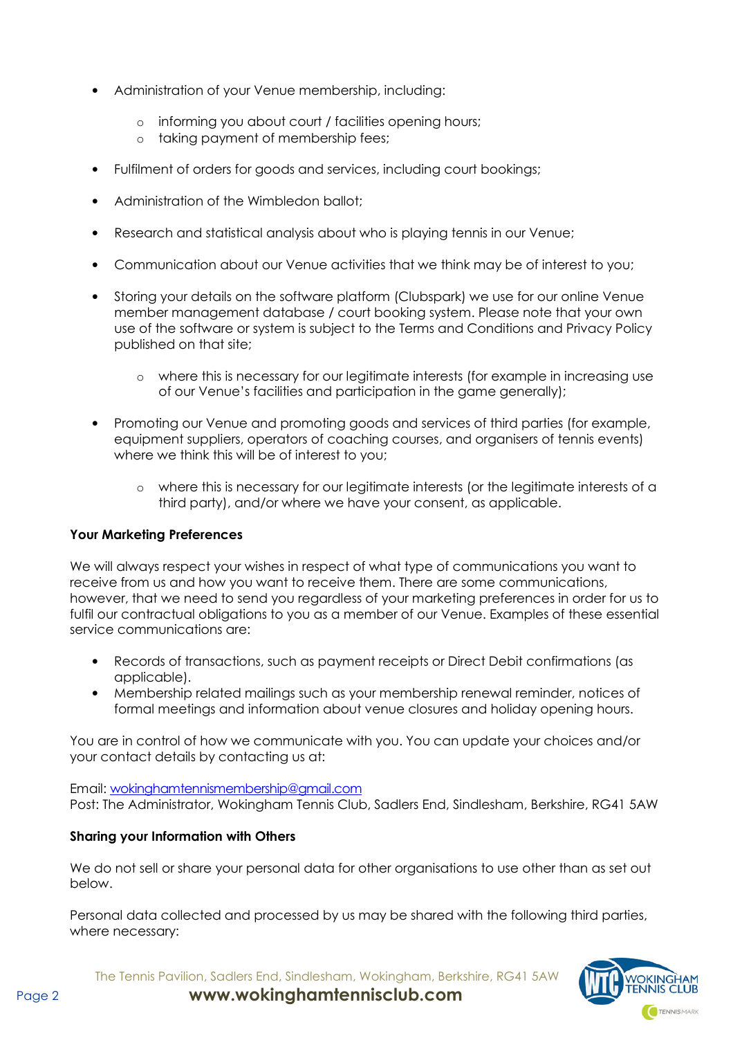- Administration of your Venue membership, including:
    - informing you about court / facilities opening hours;
    - taking payment of membership fees;

- Fulfilment of orders for goods and services, including court bookings;

- Administration of the Wimbledon ballot;

- Research and statistical analysis about who is playing tennis in our Venue;

- Communication about our Venue activities that we think may be of interest to you;

- Storing your details on the software platform (Clubspark) we use for our online Venue member management database / court booking system. Please note that your own use of the software or system is subject to the Terms and Conditions and Privacy Policy published on that site;
    - where this is necessary for our legitimate interests (for example in increasing use of our Venue's facilities and participation in the game generally);

- Promoting our Venue and promoting goods and services of third parties (for example, equipment suppliers, operators of coaching courses, and organisers of tennis events) where we think this will be of interest to you;
    - where this is necessary for our legitimate interests (or the legitimate interests of a third party), and/or where we have your consent, as applicable.

**Your Marketing Preferences**

We will always respect your wishes in respect of what type of communications you want to receive from us and how you want to receive them. There are some communications, however, that we need to send you regardless of your marketing preferences in order for us to fulfil our contractual obligations to you as a member of our Venue. Examples of these essential service communications are:

- Records of transactions, such as payment receipts or Direct Debit confirmations (as applicable).
- Membership related mailings such as your membership renewal reminder, notices of formal meetings and information about venue closures and holiday opening hours.

You are in control of how we communicate with you. You can update your choices and/or your contact details by contacting us at:

Email: wokinghamtennismembership@gmail.com
Post: The Administrator, Wokingham Tennis Club, Sadlers End, Sindlesham, Berkshire, RG41 5AW

**Sharing your Information with Others**

We do not sell or share your personal data for other organisations to use other than as set out below.

Personal data collected and processed by us may be shared with the following third parties, where necessary: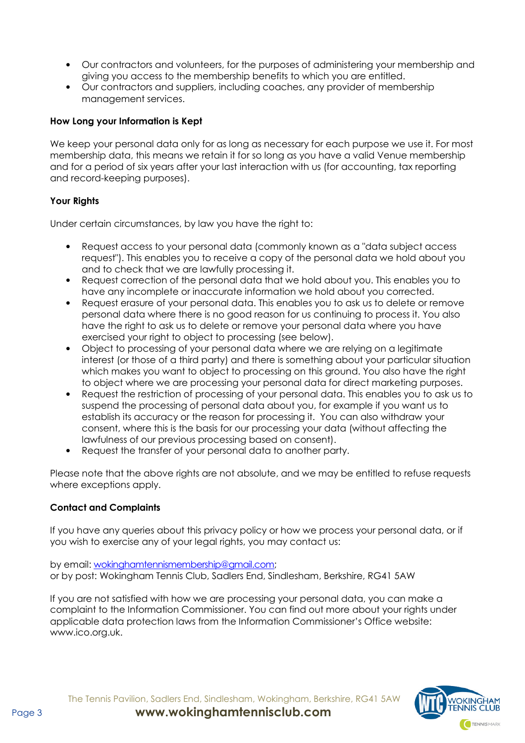- Our contractors and volunteers, for the purposes of administering your membership and giving you access to the membership benefits to which you are entitled.
- Our contractors and suppliers, including coaches, any provider of membership management services.

**How Long your Information is Kept**

We keep your personal data only for as long as necessary for each purpose we use it. For most membership data, this means we retain it for so long as you have a valid Venue membership and for a period of six years after your last interaction with us (for accounting, tax reporting and record-keeping purposes).

**Your Rights**

Under certain circumstances, by law you have the right to:

- Request access to your personal data (commonly known as a "data subject access request"). This enables you to receive a copy of the personal data we hold about you and to check that we are lawfully processing it.
- Request correction of the personal data that we hold about you. This enables you to have any incomplete or inaccurate information we hold about you corrected.
- Request erasure of your personal data. This enables you to ask us to delete or remove personal data where there is no good reason for us continuing to process it. You also have the right to ask us to delete or remove your personal data where you have exercised your right to object to processing (see below).
- Object to processing of your personal data where we are relying on a legitimate interest (or those of a third party) and there is something about your particular situation which makes you want to object to processing on this ground. You also have the right to object where we are processing your personal data for direct marketing purposes.
- Request the restriction of processing of your personal data. This enables you to ask us to suspend the processing of personal data about you, for example if you want us to establish its accuracy or the reason for processing it. You can also withdraw your consent, where this is the basis for our processing your data (without affecting the lawfulness of our previous processing based on consent).
- Request the transfer of your personal data to another party.

Please note that the above rights are not absolute, and we may be entitled to refuse requests where exceptions apply.

**Contact and Complaints**

If you have any queries about this privacy policy or how we process your personal data, or if you wish to exercise any of your legal rights, you may contact us:

by email: wokinghamtennismembership@gmail.com;
or by post: Wokingham Tennis Club, Sadlers End, Sindlesham, Berkshire, RG41 5AW

If you are not satisfied with how we are processing your personal data, you can make a complaint to the Information Commissioner. You can find out more about your rights under applicable data protection laws from the Information Commissioner's Office website: www.ico.org.uk.